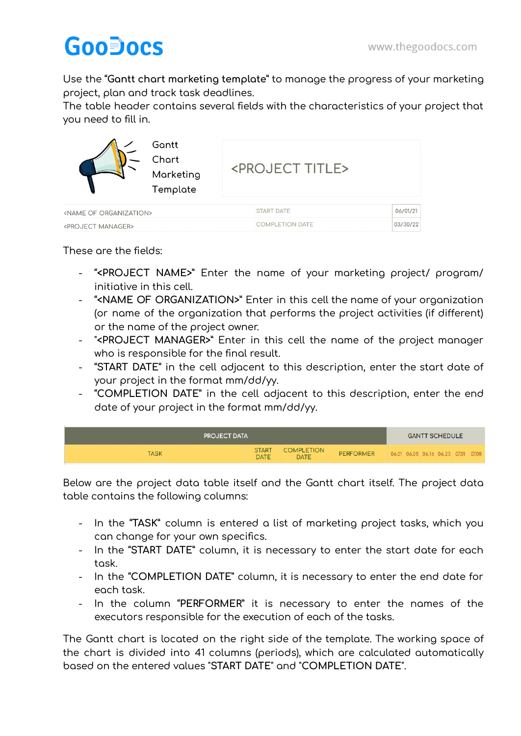Use the **"Gantt chart marketing template"** to manage the progress of your marketing project, plan and track task deadlines.
The table header contains several fields with the characteristics of your project that you need to fill in.

| Gantt Chart Marketing Template | <PROJECT TITLE> | |
|---|---|---|
| <NAME OF ORGANIZATION> | START DATE | 06/01/21 |
| <PROJECT MANAGER> | COMPLETION DATE | 03/30/22 |

These are the fields:

- **"<PROJECT NAME>"** Enter the name of your marketing project/ program/ initiative in this cell.
- **"<NAME OF ORGANIZATION>"** Enter in this cell the name of your organization (or name of the organization that performs the project activities (if different) or the name of the project owner.
- **"<PROJECT MANAGER>"** Enter in this cell the name of the project manager who is responsible for the final result.
- **"START DATE"** in the cell adjacent to this description, enter the start date of your project in the format mm/dd/yy.
- **"COMPLETION DATE"** in the cell adjacent to this description, enter the end date of your project in the format mm/dd/yy.

| PROJECT DATA | | | | GANTT SCHEDULE | | | | | |
|---|---|---|---|---|---|---|---|---|---|
| TASK | START DATE | COMPLETION DATE | PERFORMER | 06.01 | 06.08 | 06.16 | 06.23 | 07.01 | 07.08 |

Below are the project data table itself and the Gantt chart itself. The project data table contains the following columns:

- In the **"TASK"** column is entered a list of marketing project tasks, which you can change for your own specifics.
- In the **"START DATE"** column, it is necessary to enter the start date for each task.
- In the **"COMPLETION DATE"** column, it is necessary to enter the end date for each task.
- In the column **"PERFORMER"** it is necessary to enter the names of the executors responsible for the execution of each of the tasks.

The Gantt chart is located on the right side of the template. The working space of the chart is divided into 41 columns (periods), which are calculated automatically based on the entered values **"START DATE"** and **"COMPLETION DATE"**.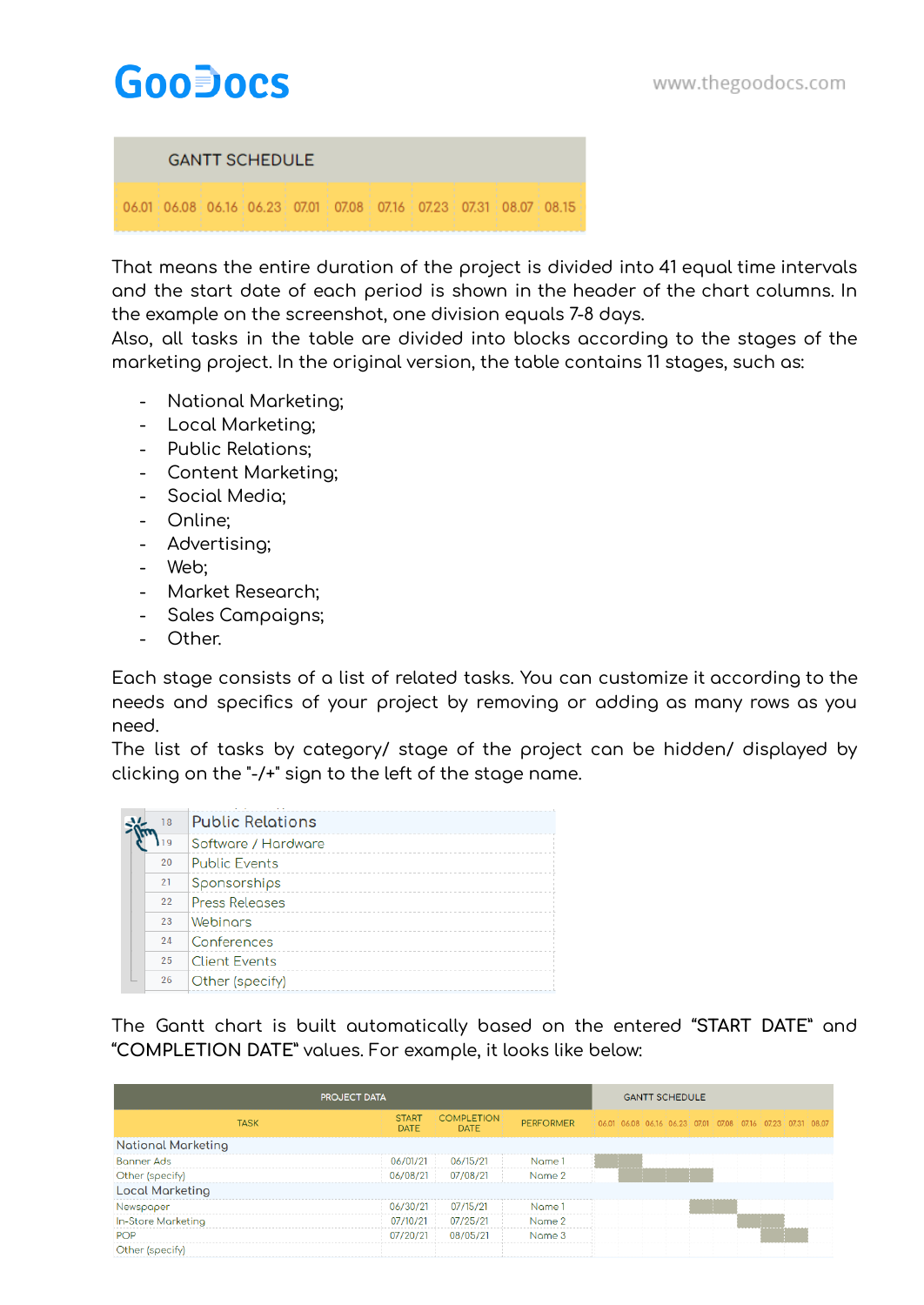| GANTT SCHEDULE | | | | | | | | | | |
|---|---|---|---|---|---|---|---|---|---|---|
| 06.01 | 06.08 | 06.16 | 06.23 | 07.01 | 07.08 | 07.16 | 07.23 | 07.31 | 08.07 | 08.15 |

That means the entire duration of the project is divided into 41 equal time intervals and the start date of each period is shown in the header of the chart columns. In the example on the screenshot, one division equals 7-8 days.
Also, all tasks in the table are divided into blocks according to the stages of the marketing project. In the original version, the table contains 11 stages, such as:

- National Marketing;
- Local Marketing;
- Public Relations;
- Content Marketing;
- Social Media;
- Online;
- Advertising;
- Web;
- Market Research;
- Sales Campaigns;
- Other.

Each stage consists of a list of related tasks. You can customize it according to the needs and specifics of your project by removing or adding as many rows as you need.
The list of tasks by category/ stage of the project can be hidden/ displayed by clicking on the "-/+" sign to the left of the stage name.

| | |
|---|---|
| 18 | Public Relations |
| 19 | Software / Hardware |
| 20 | Public Events |
| 21 | Sponsorships |
| 22 | Press Releases |
| 23 | Webinars |
| 24 | Conferences |
| 25 | Client Events |
| 26 | Other (specify) |

The Gantt chart is built automatically based on the entered **"START DATE"** and **"COMPLETION DATE"** values. For example, it looks like below:

| PROJECT DATA | | | | GANTT SCHEDULE |
|---|---|---|---|---|
| TASK | START DATE | COMPLETION DATE | PERFORMER | 06.01 06.08 06.16 06.23 07.01 07.08 07.16 07.23 07.31 08.07 |
| National Marketing | | | | |
| Banner Ads | 06/01/21 | 06/15/21 | Name 1 | |
| Other (specify) | 06/08/21 | 07/08/21 | Name 2 | |
| Local Marketing | | | | |
| Newspaper | 06/30/21 | 07/15/21 | Name 1 | |
| In-Store Marketing | 07/10/21 | 07/25/21 | Name 2 | |
| POP | 07/20/21 | 08/05/21 | Name 3 | |
| Other (specify) | | | | |